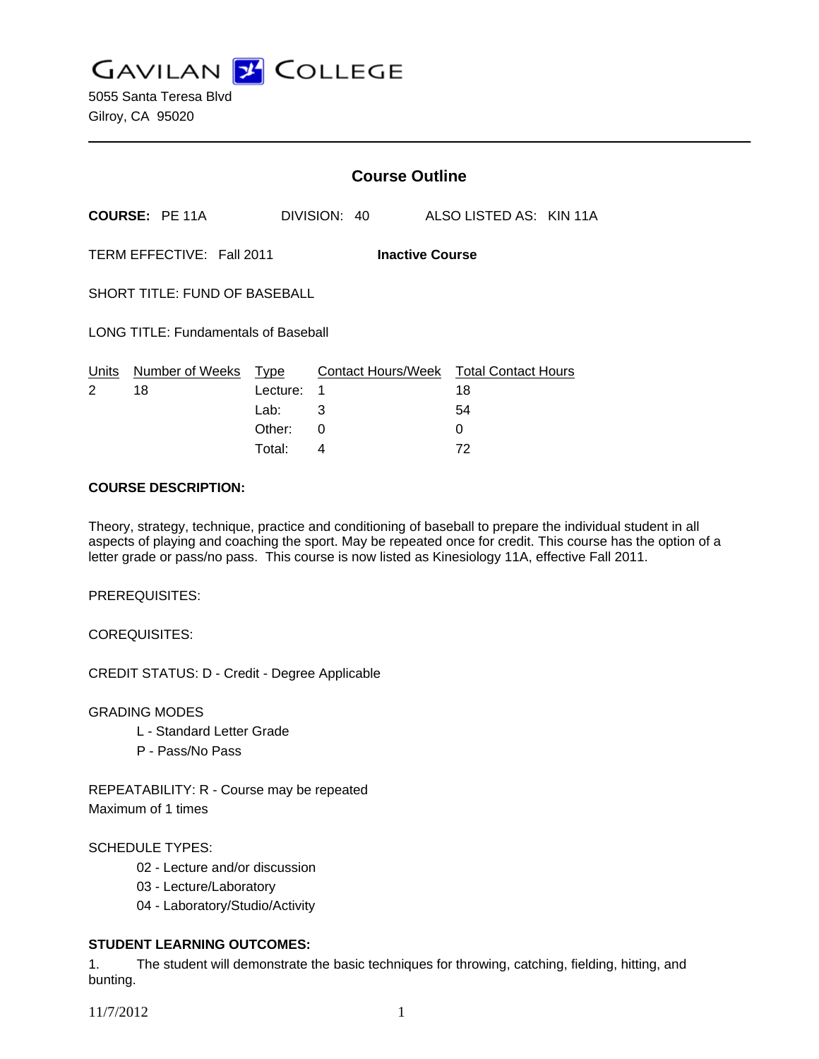# GAVILAN COLLEGE

5055 Santa Teresa Blvd
Gilroy, CA 95020

---

## Course Outline

**COURSE:** PE 11A DIVISION: 40 ALSO LISTED AS: KIN 11A

TERM EFFECTIVE: Fall 2011 **Inactive Course**

SHORT TITLE: FUND OF BASEBALL

LONG TITLE: Fundamentals of Baseball

| Units | Number of Weeks | Type | Contact Hours/Week | Total Contact Hours |
|---|---|---|---|---|
| 2 | 18 | Lecture: | 1 | 18 |
| | | Lab: | 3 | 54 |
| | | Other: | 0 | 0 |
| | | Total: | 4 | 72 |

**COURSE DESCRIPTION:**

Theory, strategy, technique, practice and conditioning of baseball to prepare the individual student in all aspects of playing and coaching the sport. May be repeated once for credit. This course has the option of a letter grade or pass/no pass. This course is now listed as Kinesiology 11A, effective Fall 2011.

PREREQUISITES:

COREQUISITES:

CREDIT STATUS: D - Credit - Degree Applicable

GRADING MODES

- L - Standard Letter Grade
- P - Pass/No Pass

REPEATABILITY: R - Course may be repeated
Maximum of 1 times

SCHEDULE TYPES:

- 02 - Lecture and/or discussion
- 03 - Lecture/Laboratory
- 04 - Laboratory/Studio/Activity

**STUDENT LEARNING OUTCOMES:**

1. The student will demonstrate the basic techniques for throwing, catching, fielding, hitting, and bunting.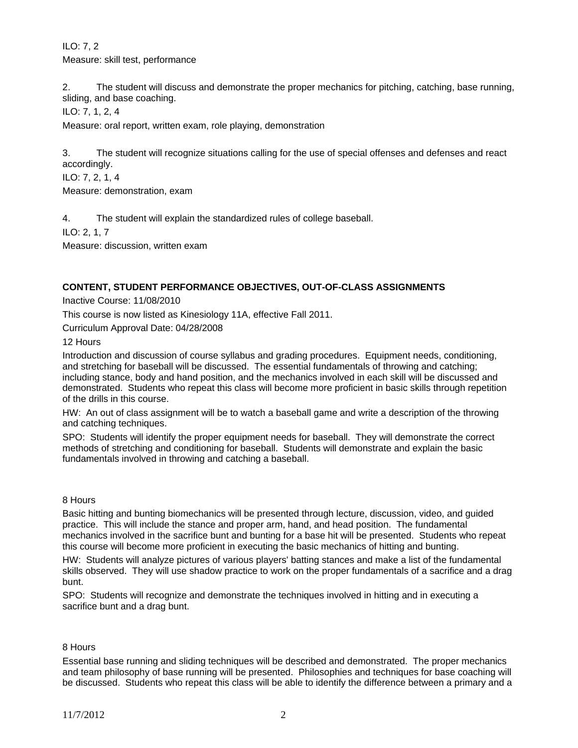ILO: 7, 2

Measure: skill test, performance

2. The student will discuss and demonstrate the proper mechanics for pitching, catching, base running, sliding, and base coaching.

ILO: 7, 1, 2, 4

Measure: oral report, written exam, role playing, demonstration

3. The student will recognize situations calling for the use of special offenses and defenses and react accordingly.

ILO: 7, 2, 1, 4

Measure: demonstration, exam

4. The student will explain the standardized rules of college baseball.

ILO: 2, 1, 7

Measure: discussion, written exam

**CONTENT, STUDENT PERFORMANCE OBJECTIVES, OUT-OF-CLASS ASSIGNMENTS**

Inactive Course: 11/08/2010

This course is now listed as Kinesiology 11A, effective Fall 2011.

Curriculum Approval Date: 04/28/2008

12 Hours

Introduction and discussion of course syllabus and grading procedures. Equipment needs, conditioning, and stretching for baseball will be discussed. The essential fundamentals of throwing and catching; including stance, body and hand position, and the mechanics involved in each skill will be discussed and demonstrated. Students who repeat this class will become more proficient in basic skills through repetition of the drills in this course.

HW: An out of class assignment will be to watch a baseball game and write a description of the throwing and catching techniques.

SPO: Students will identify the proper equipment needs for baseball. They will demonstrate the correct methods of stretching and conditioning for baseball. Students will demonstrate and explain the basic fundamentals involved in throwing and catching a baseball.

8 Hours

Basic hitting and bunting biomechanics will be presented through lecture, discussion, video, and guided practice. This will include the stance and proper arm, hand, and head position. The fundamental mechanics involved in the sacrifice bunt and bunting for a base hit will be presented. Students who repeat this course will become more proficient in executing the basic mechanics of hitting and bunting.

HW: Students will analyze pictures of various players' batting stances and make a list of the fundamental skills observed. They will use shadow practice to work on the proper fundamentals of a sacrifice and a drag bunt.

SPO: Students will recognize and demonstrate the techniques involved in hitting and in executing a sacrifice bunt and a drag bunt.

8 Hours

Essential base running and sliding techniques will be described and demonstrated. The proper mechanics and team philosophy of base running will be presented. Philosophies and techniques for base coaching will be discussed. Students who repeat this class will be able to identify the difference between a primary and a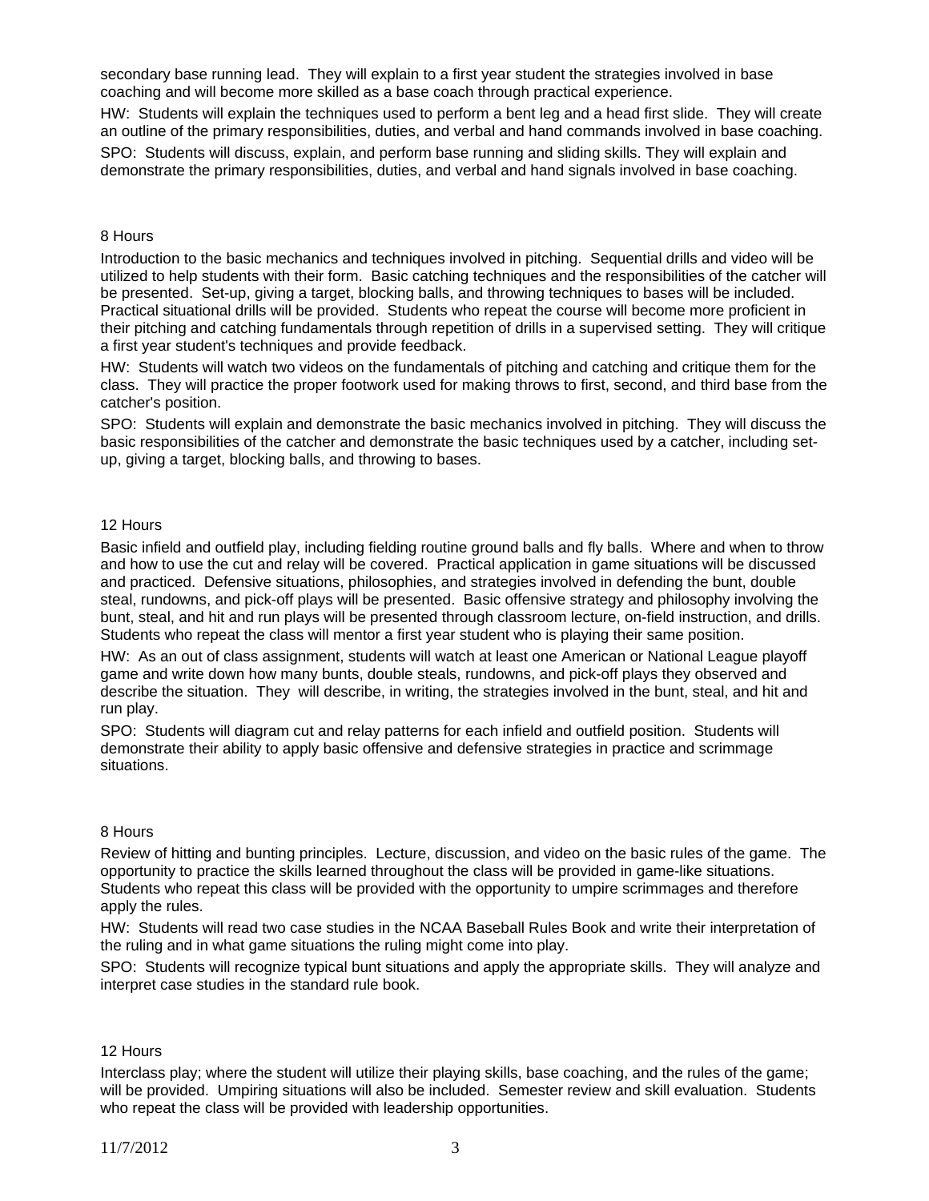secondary base running lead. They will explain to a first year student the strategies involved in base coaching and will become more skilled as a base coach through practical experience.

HW: Students will explain the techniques used to perform a bent leg and a head first slide. They will create an outline of the primary responsibilities, duties, and verbal and hand commands involved in base coaching.

SPO: Students will discuss, explain, and perform base running and sliding skills. They will explain and demonstrate the primary responsibilities, duties, and verbal and hand signals involved in base coaching.

8 Hours

Introduction to the basic mechanics and techniques involved in pitching. Sequential drills and video will be utilized to help students with their form. Basic catching techniques and the responsibilities of the catcher will be presented. Set-up, giving a target, blocking balls, and throwing techniques to bases will be included. Practical situational drills will be provided. Students who repeat the course will become more proficient in their pitching and catching fundamentals through repetition of drills in a supervised setting. They will critique a first year student's techniques and provide feedback.

HW: Students will watch two videos on the fundamentals of pitching and catching and critique them for the class. They will practice the proper footwork used for making throws to first, second, and third base from the catcher's position.

SPO: Students will explain and demonstrate the basic mechanics involved in pitching. They will discuss the basic responsibilities of the catcher and demonstrate the basic techniques used by a catcher, including set-up, giving a target, blocking balls, and throwing to bases.

12 Hours

Basic infield and outfield play, including fielding routine ground balls and fly balls. Where and when to throw and how to use the cut and relay will be covered. Practical application in game situations will be discussed and practiced. Defensive situations, philosophies, and strategies involved in defending the bunt, double steal, rundowns, and pick-off plays will be presented. Basic offensive strategy and philosophy involving the bunt, steal, and hit and run plays will be presented through classroom lecture, on-field instruction, and drills. Students who repeat the class will mentor a first year student who is playing their same position.

HW: As an out of class assignment, students will watch at least one American or National League playoff game and write down how many bunts, double steals, rundowns, and pick-off plays they observed and describe the situation. They will describe, in writing, the strategies involved in the bunt, steal, and hit and run play.

SPO: Students will diagram cut and relay patterns for each infield and outfield position. Students will demonstrate their ability to apply basic offensive and defensive strategies in practice and scrimmage situations.

8 Hours

Review of hitting and bunting principles. Lecture, discussion, and video on the basic rules of the game. The opportunity to practice the skills learned throughout the class will be provided in game-like situations. Students who repeat this class will be provided with the opportunity to umpire scrimmages and therefore apply the rules.

HW: Students will read two case studies in the NCAA Baseball Rules Book and write their interpretation of the ruling and in what game situations the ruling might come into play.

SPO: Students will recognize typical bunt situations and apply the appropriate skills. They will analyze and interpret case studies in the standard rule book.

12 Hours

Interclass play; where the student will utilize their playing skills, base coaching, and the rules of the game; will be provided. Umpiring situations will also be included. Semester review and skill evaluation. Students who repeat the class will be provided with leadership opportunities.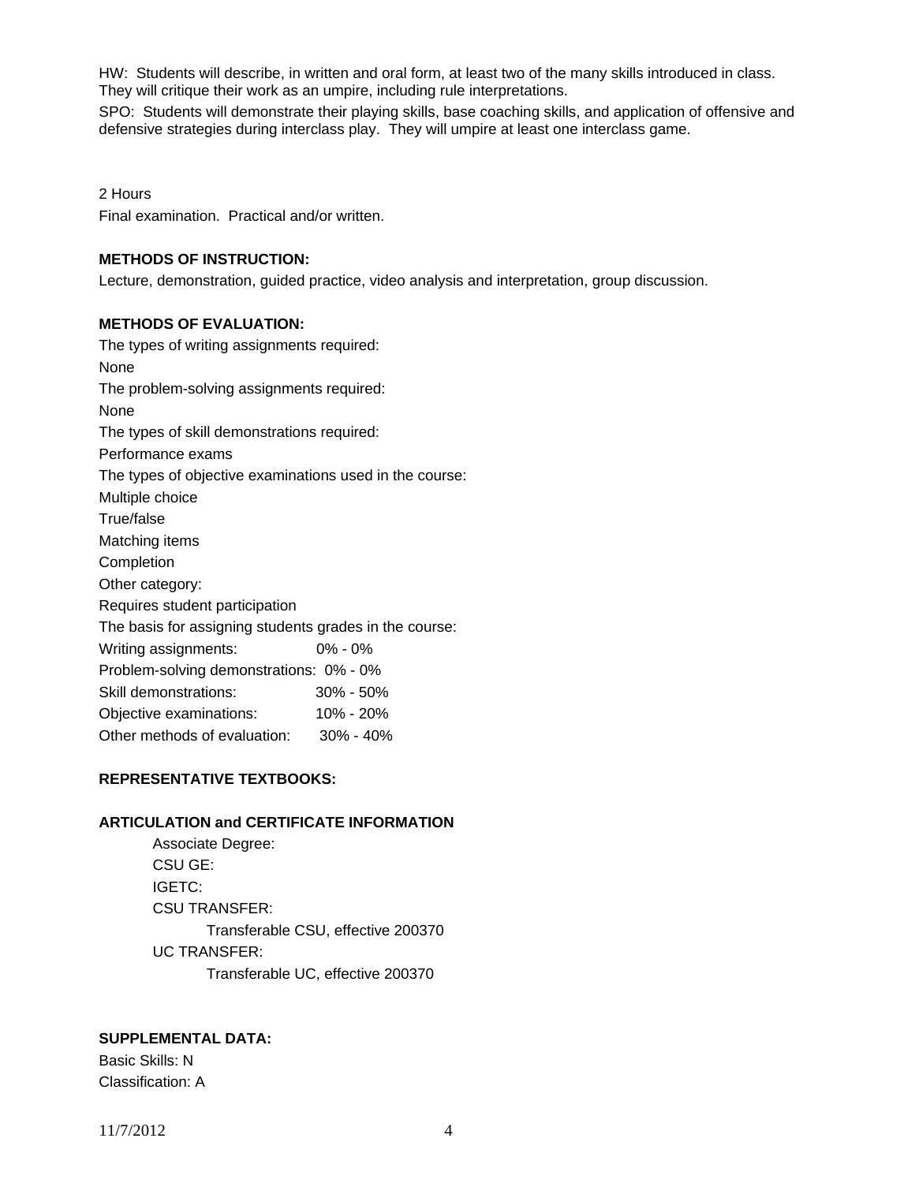HW: Students will describe, in written and oral form, at least two of the many skills introduced in class. They will critique their work as an umpire, including rule interpretations.

SPO: Students will demonstrate their playing skills, base coaching skills, and application of offensive and defensive strategies during interclass play. They will umpire at least one interclass game.

2 Hours

Final examination. Practical and/or written.

**METHODS OF INSTRUCTION:**

Lecture, demonstration, guided practice, video analysis and interpretation, group discussion.

**METHODS OF EVALUATION:**

The types of writing assignments required:

None

The problem-solving assignments required:

None

The types of skill demonstrations required:

Performance exams

The types of objective examinations used in the course:

Multiple choice

True/false

Matching items

Completion

Other category:

Requires student participation

The basis for assigning students grades in the course:

| | |
|---|---|
| Writing assignments: | 0% - 0% |
| Problem-solving demonstrations: | 0% - 0% |
| Skill demonstrations: | 30% - 50% |
| Objective examinations: | 10% - 20% |
| Other methods of evaluation: | 30% - 40% |

**REPRESENTATIVE TEXTBOOKS:**

**ARTICULATION and CERTIFICATE INFORMATION**

Associate Degree:

CSU GE:

IGETC:

CSU TRANSFER:

Transferable CSU, effective 200370

UC TRANSFER:

Transferable UC, effective 200370

**SUPPLEMENTAL DATA:**

Basic Skills: N

Classification: A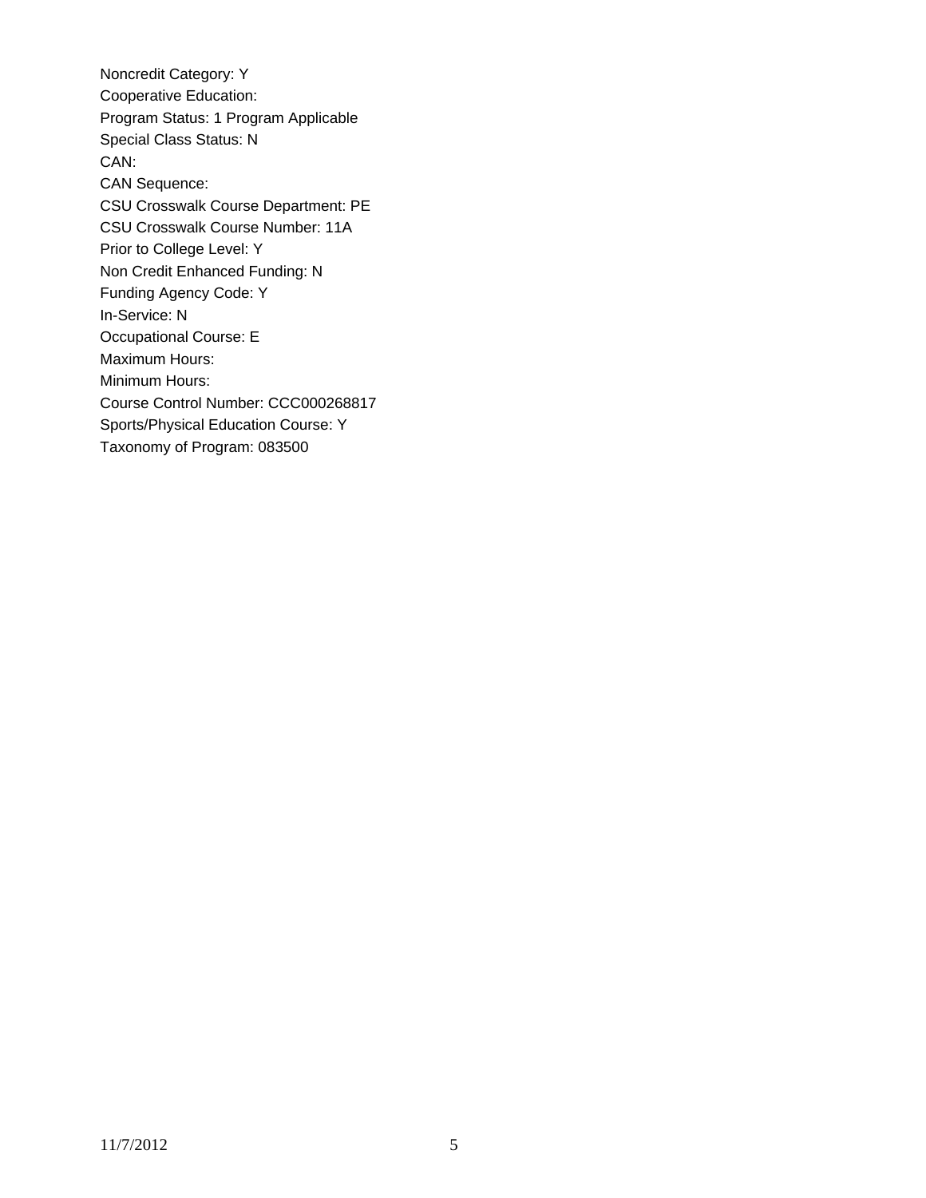Noncredit Category: Y
Cooperative Education:
Program Status: 1 Program Applicable
Special Class Status: N
CAN:
CAN Sequence:
CSU Crosswalk Course Department: PE
CSU Crosswalk Course Number: 11A
Prior to College Level: Y
Non Credit Enhanced Funding: N
Funding Agency Code: Y
In-Service: N
Occupational Course: E
Maximum Hours:
Minimum Hours:
Course Control Number: CCC000268817
Sports/Physical Education Course: Y
Taxonomy of Program: 083500